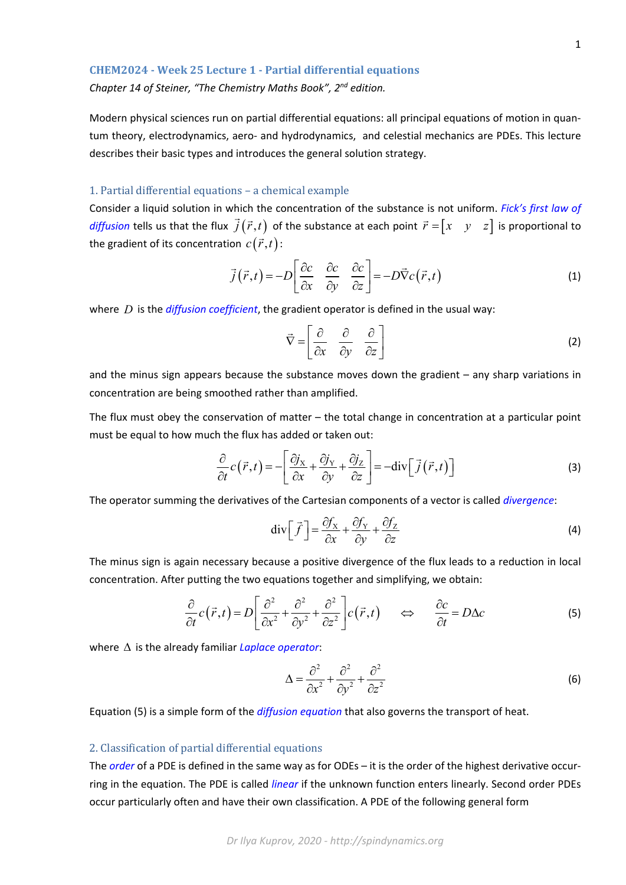### CHEM2024 - Week 25 Lecture 1 - Partial differential equations

*Chapter 14 of Steiner, "The Chemistry Maths Book", 2nd edition.*

Modern physical sciences run on partial differential equations: all principal equations of motion in quantum theory, electrodynamics, aero- and hydrodynamics, and celestial mechanics are PDEs. This lecture describes their basic types and introduces the general solution strategy.

## 1. Partial differential equations – a chemical example

Consider a liquid solution in which the concentration of the substance is not uniform. *Fick's first law of diffusion* tells us that the flux $\vec{j}(\vec{r},t)$ of the substance at each point $\vec{r}=[x \quad y \quad z]$ is proportional to the gradient of its concentration $c(\vec{r},t)$:

$$\vec{j}(\vec{r},t)=-D\left[\frac{\partial c}{\partial x} \quad \frac{\partial c}{\partial y} \quad \frac{\partial c}{\partial z}\right]=-D\vec{\nabla}c(\vec{r},t) \tag{1}$$

where $D$ is the *diffusion coefficient*, the gradient operator is defined in the usual way:

$$\vec{\nabla}=\left[\frac{\partial}{\partial x} \quad \frac{\partial}{\partial y} \quad \frac{\partial}{\partial z}\right] \tag{2}$$

and the minus sign appears because the substance moves down the gradient – any sharp variations in concentration are being smoothed rather than amplified.

The flux must obey the conservation of matter – the total change in concentration at a particular point must be equal to how much the flux has added or taken out:

$$\frac{\partial}{\partial t}c(\vec{r},t)=-\left[\frac{\partial j_{\mathrm{X}}}{\partial x}+\frac{\partial j_{\mathrm{Y}}}{\partial y}+\frac{\partial j_{\mathrm{Z}}}{\partial z}\right]=-\mathrm{div}\left[\vec{j}(\vec{r},t)\right] \tag{3}$$

The operator summing the derivatives of the Cartesian components of a vector is called *divergence*:

$$\mathrm{div}\left[\vec{f}\right]=\frac{\partial f_{\mathrm{X}}}{\partial x}+\frac{\partial f_{\mathrm{Y}}}{\partial y}+\frac{\partial f_{\mathrm{Z}}}{\partial z} \tag{4}$$

The minus sign is again necessary because a positive divergence of the flux leads to a reduction in local concentration. After putting the two equations together and simplifying, we obtain:

$$\frac{\partial}{\partial t}c(\vec{r},t)=D\left[\frac{\partial^2}{\partial x^2}+\frac{\partial^2}{\partial y^2}+\frac{\partial^2}{\partial z^2}\right]c(\vec{r},t) \quad \Leftrightarrow \quad \frac{\partial c}{\partial t}=D\Delta c \tag{5}$$

where $\Delta$ is the already familiar *Laplace operator*:

$$\Delta=\frac{\partial^2}{\partial x^2}+\frac{\partial^2}{\partial y^2}+\frac{\partial^2}{\partial z^2} \tag{6}$$

Equation (5) is a simple form of the *diffusion equation* that also governs the transport of heat.

## 2. Classification of partial differential equations

The *order* of a PDE is defined in the same way as for ODEs – it is the order of the highest derivative occurring in the equation. The PDE is called *linear* if the unknown function enters linearly. Second order PDEs occur particularly often and have their own classification. A PDE of the following general form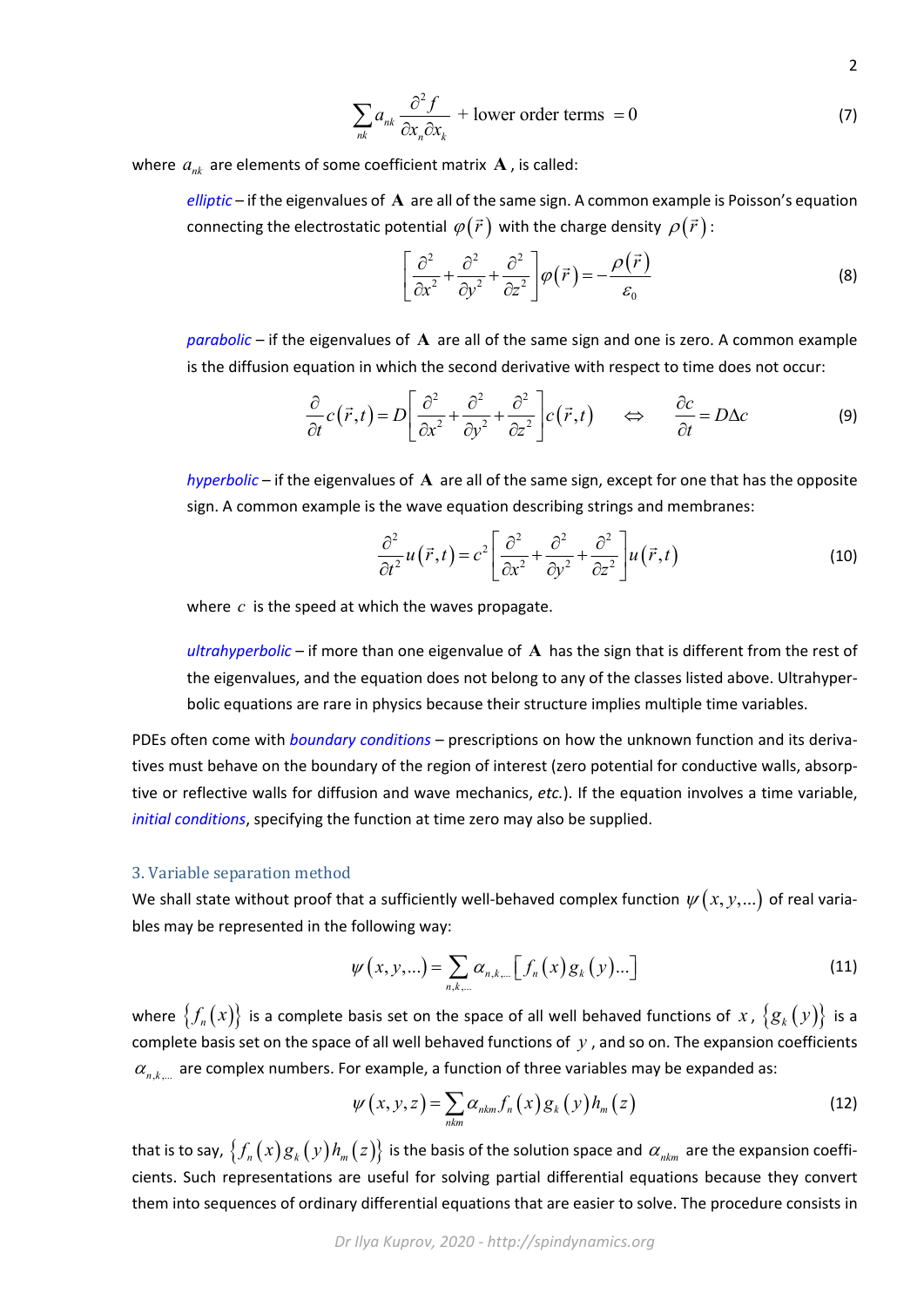$$\sum_{nk} a_{nk} \frac{\partial^2 f}{\partial x_n \partial x_k} + \text{lower order terms } = 0 \tag{7}$$

where $a_{nk}$ are elements of some coefficient matrix $\mathbf{A}$, is called:

*elliptic* – if the eigenvalues of $\mathbf{A}$ are all of the same sign. A common example is Poisson's equation connecting the electrostatic potential $\varphi(\vec{r})$ with the charge density $\rho(\vec{r})$:

$$\left[\frac{\partial^2}{\partial x^2} + \frac{\partial^2}{\partial y^2} + \frac{\partial^2}{\partial z^2}\right]\varphi(\vec{r}) = -\frac{\rho(\vec{r})}{\varepsilon_0} \tag{8}$$

*parabolic* – if the eigenvalues of $\mathbf{A}$ are all of the same sign and one is zero. A common example is the diffusion equation in which the second derivative with respect to time does not occur:

$$\frac{\partial}{\partial t} c(\vec{r},t) = D\left[\frac{\partial^2}{\partial x^2} + \frac{\partial^2}{\partial y^2} + \frac{\partial^2}{\partial z^2}\right] c(\vec{r},t) \quad \Leftrightarrow \quad \frac{\partial c}{\partial t} = D\Delta c \tag{9}$$

*hyperbolic* – if the eigenvalues of $\mathbf{A}$ are all of the same sign, except for one that has the opposite sign. A common example is the wave equation describing strings and membranes:

$$\frac{\partial^2}{\partial t^2} u(\vec{r},t) = c^2 \left[\frac{\partial^2}{\partial x^2} + \frac{\partial^2}{\partial y^2} + \frac{\partial^2}{\partial z^2}\right] u(\vec{r},t) \tag{10}$$

where $c$ is the speed at which the waves propagate.

*ultrahyperbolic* – if more than one eigenvalue of $\mathbf{A}$ has the sign that is different from the rest of the eigenvalues, and the equation does not belong to any of the classes listed above. Ultrahyperbolic equations are rare in physics because their structure implies multiple time variables.

PDEs often come with *boundary conditions* – prescriptions on how the unknown function and its derivatives must behave on the boundary of the region of interest (zero potential for conductive walls, absorptive or reflective walls for diffusion and wave mechanics, *etc.*). If the equation involves a time variable, *initial conditions*, specifying the function at time zero may also be supplied.

### 3. Variable separation method

We shall state without proof that a sufficiently well-behaved complex function $\psi(x,y,...)$ of real variables may be represented in the following way:

$$\psi(x,y,...) = \sum_{n,k,...} \alpha_{n,k,...} \left[ f_n(x) g_k(y) ... \right] \tag{11}$$

where $\{f_n(x)\}$ is a complete basis set on the space of all well behaved functions of $x$, $\{g_k(y)\}$ is a complete basis set on the space of all well behaved functions of $y$, and so on. The expansion coefficients $\alpha_{n,k,...}$ are complex numbers. For example, a function of three variables may be expanded as:

$$\psi(x,y,z) = \sum_{nkm} \alpha_{nkm} f_n(x) g_k(y) h_m(z) \tag{12}$$

that is to say, $\{f_n(x) g_k(y) h_m(z)\}$ is the basis of the solution space and $\alpha_{nkm}$ are the expansion coefficients. Such representations are useful for solving partial differential equations because they convert them into sequences of ordinary differential equations that are easier to solve. The procedure consists in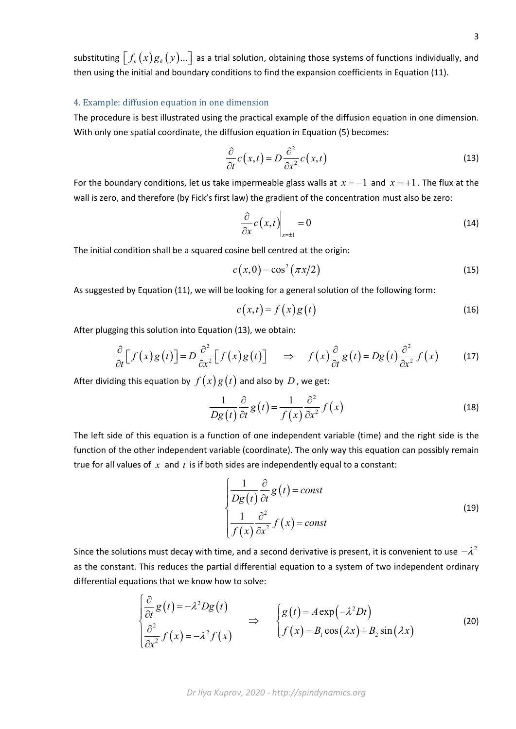substituting $\left[ f_n(x) g_k(y) \ldots \right]$ as a trial solution, obtaining those systems of functions individually, and then using the initial and boundary conditions to find the expansion coefficients in Equation (11).

## 4. Example: diffusion equation in one dimension

The procedure is best illustrated using the practical example of the diffusion equation in one dimension. With only one spatial coordinate, the diffusion equation in Equation (5) becomes:

$$\frac{\partial}{\partial t} c(x,t) = D \frac{\partial^2}{\partial x^2} c(x,t) \tag{13}$$

For the boundary conditions, let us take impermeable glass walls at $x = -1$ and $x = +1$. The flux at the wall is zero, and therefore (by Fick's first law) the gradient of the concentration must also be zero:

$$\left. \frac{\partial}{\partial x} c(x,t) \right|_{x=\pm 1} = 0 \tag{14}$$

The initial condition shall be a squared cosine bell centred at the origin:

$$c(x,0) = \cos^2(\pi x/2) \tag{15}$$

As suggested by Equation (11), we will be looking for a general solution of the following form:

$$c(x,t) = f(x) g(t) \tag{16}$$

After plugging this solution into Equation (13), we obtain:

$$\frac{\partial}{\partial t}\left[ f(x) g(t) \right] = D \frac{\partial^2}{\partial x^2}\left[ f(x) g(t) \right] \quad \Rightarrow \quad f(x) \frac{\partial}{\partial t} g(t) = D g(t) \frac{\partial^2}{\partial x^2} f(x) \tag{17}$$

After dividing this equation by $f(x) g(t)$ and also by $D$, we get:

$$\frac{1}{D g(t)} \frac{\partial}{\partial t} g(t) = \frac{1}{f(x)} \frac{\partial^2}{\partial x^2} f(x) \tag{18}$$

The left side of this equation is a function of one independent variable (time) and the right side is the function of the other independent variable (coordinate). The only way this equation can possibly remain true for all values of $x$ and $t$ is if both sides are independently equal to a constant:

$$\begin{cases} \dfrac{1}{D g(t)} \dfrac{\partial}{\partial t} g(t) = const \\ \dfrac{1}{f(x)} \dfrac{\partial^2}{\partial x^2} f(x) = const \end{cases} \tag{19}$$

Since the solutions must decay with time, and a second derivative is present, it is convenient to use $-\lambda^2$ as the constant. This reduces the partial differential equation to a system of two independent ordinary differential equations that we know how to solve:

$$\begin{cases} \dfrac{\partial}{\partial t} g(t) = -\lambda^2 D g(t) \\ \dfrac{\partial^2}{\partial x^2} f(x) = -\lambda^2 f(x) \end{cases} \quad \Rightarrow \quad \begin{cases} g(t) = A \exp\left(-\lambda^2 D t\right) \\ f(x) = B_1 \cos(\lambda x) + B_2 \sin(\lambda x) \end{cases} \tag{20}$$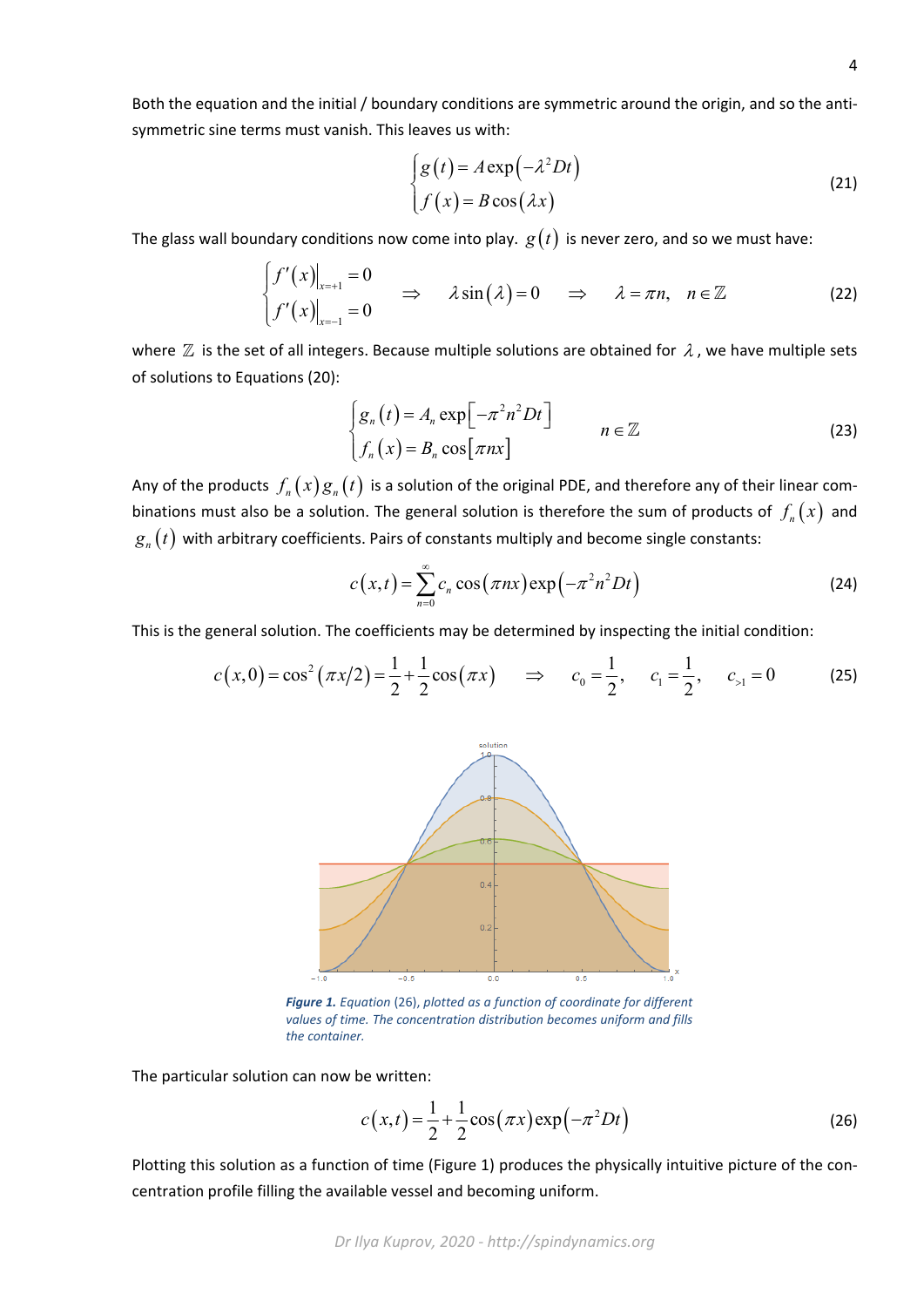Both the equation and the initial / boundary conditions are symmetric around the origin, and so the anti-symmetric sine terms must vanish. This leaves us with:

$$\begin{cases} g(t) = A\exp\left(-\lambda^2 Dt\right) \\ f(x) = B\cos(\lambda x) \end{cases} \tag{21}$$

The glass wall boundary conditions now come into play. $g(t)$ is never zero, and so we must have:

$$\begin{cases} f'(x)\big|_{x=+1} = 0 \\ f'(x)\big|_{x=-1} = 0 \end{cases} \quad \Rightarrow \quad \lambda\sin(\lambda) = 0 \quad \Rightarrow \quad \lambda = \pi n, \quad n \in \mathbb{Z} \tag{22}$$

where $\mathbb{Z}$ is the set of all integers. Because multiple solutions are obtained for $\lambda$, we have multiple sets of solutions to Equations (20):

$$\begin{cases} g_n(t) = A_n \exp\left[-\pi^2 n^2 Dt\right] \\ f_n(x) = B_n \cos\left[\pi n x\right] \end{cases} \qquad n \in \mathbb{Z} \tag{23}$$

Any of the products $f_n(x)\,g_n(t)$ is a solution of the original PDE, and therefore any of their linear combinations must also be a solution. The general solution is therefore the sum of products of $f_n(x)$ and $g_n(t)$ with arbitrary coefficients. Pairs of constants multiply and become single constants:

$$c(x,t) = \sum_{n=0}^{\infty} c_n \cos(\pi n x)\exp\left(-\pi^2 n^2 Dt\right) \tag{24}$$

This is the general solution. The coefficients may be determined by inspecting the initial condition:

$$c(x,0) = \cos^2(\pi x/2) = \frac{1}{2} + \frac{1}{2}\cos(\pi x) \quad \Rightarrow \quad c_0 = \frac{1}{2}, \quad c_1 = \frac{1}{2}, \quad c_{>1} = 0 \tag{25}$$

solution
1.0
0.8
0.6
0.4
0.2
−1.0
−0.5
0.0
0.5
1.0
x

***Figure 1.*** *Equation* (26), *plotted as a function of coordinate for different values of time. The concentration distribution becomes uniform and fills the container.*

The particular solution can now be written:

$$c(x,t) = \frac{1}{2} + \frac{1}{2}\cos(\pi x)\exp\left(-\pi^2 Dt\right) \tag{26}$$

Plotting this solution as a function of time (Figure 1) produces the physically intuitive picture of the concentration profile filling the available vessel and becoming uniform.